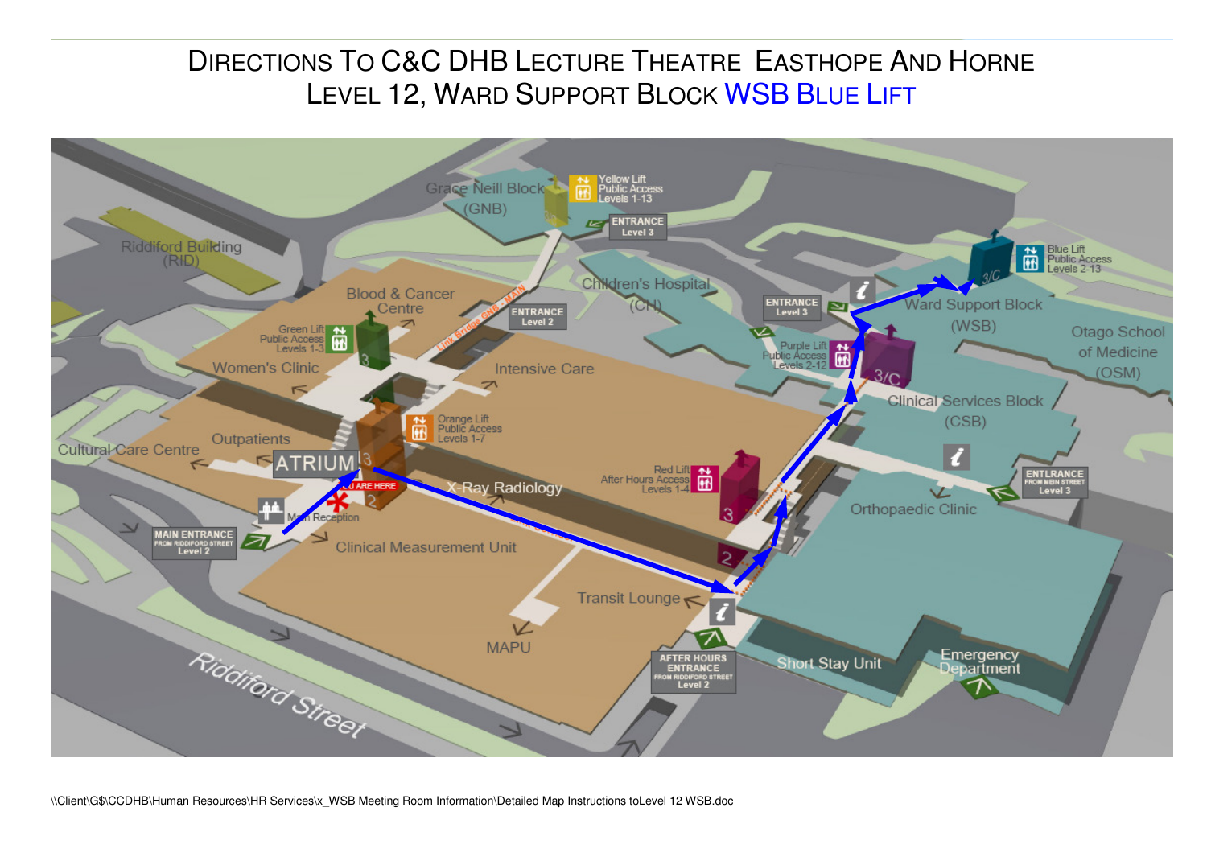# Directions To C&C DHB Lecture Theatre Easthope And Horne Level 12, Ward Support Block WSB Blue Lift

Grace Neill Block (GNB)

Yellow Lift Public Access Levels 1-13

ENTRANCE Level 3

Riddiford Building (RID)

Blood & Cancer Centre

Link Bridge GNB - MAIN

ENTRANCE Level 2

Children's Hospital (CH)

ENTRANCE Level 3

Blue Lift Public Access Levels 2-13

Ward Support Block (WSB)

Otago School of Medicine (OSM)

Green Lift Public Access Levels 1-3

Women's Clinic

Intensive Care

Purple Lift Public Access Levels 2-12

Clinical Services Block (CSB)

Orange Lift Public Access Levels 1-7

Cultural Care Centre

Outpatients

ATRIUM

YOU ARE HERE

X-Ray Radiology

Red Lift After Hours Access Levels 1-4

ENTRANCE FROM MEIN STREET Level 3

Orthopaedic Clinic

Main Reception

MAIN ENTRANCE FROM RIDDIFORD STREET Level 2

Clinical Measurement Unit

Transit Lounge

MAPU

AFTER HOURS ENTRANCE FROM RIDDIFORD STREET Level 2

Short Stay Unit

Emergency Department

Riddiford Street

\\Client\G$\CCDHB\Human Resources\HR Services\x_WSB Meeting Room Information\Detailed Map Instructions toLevel 12 WSB.doc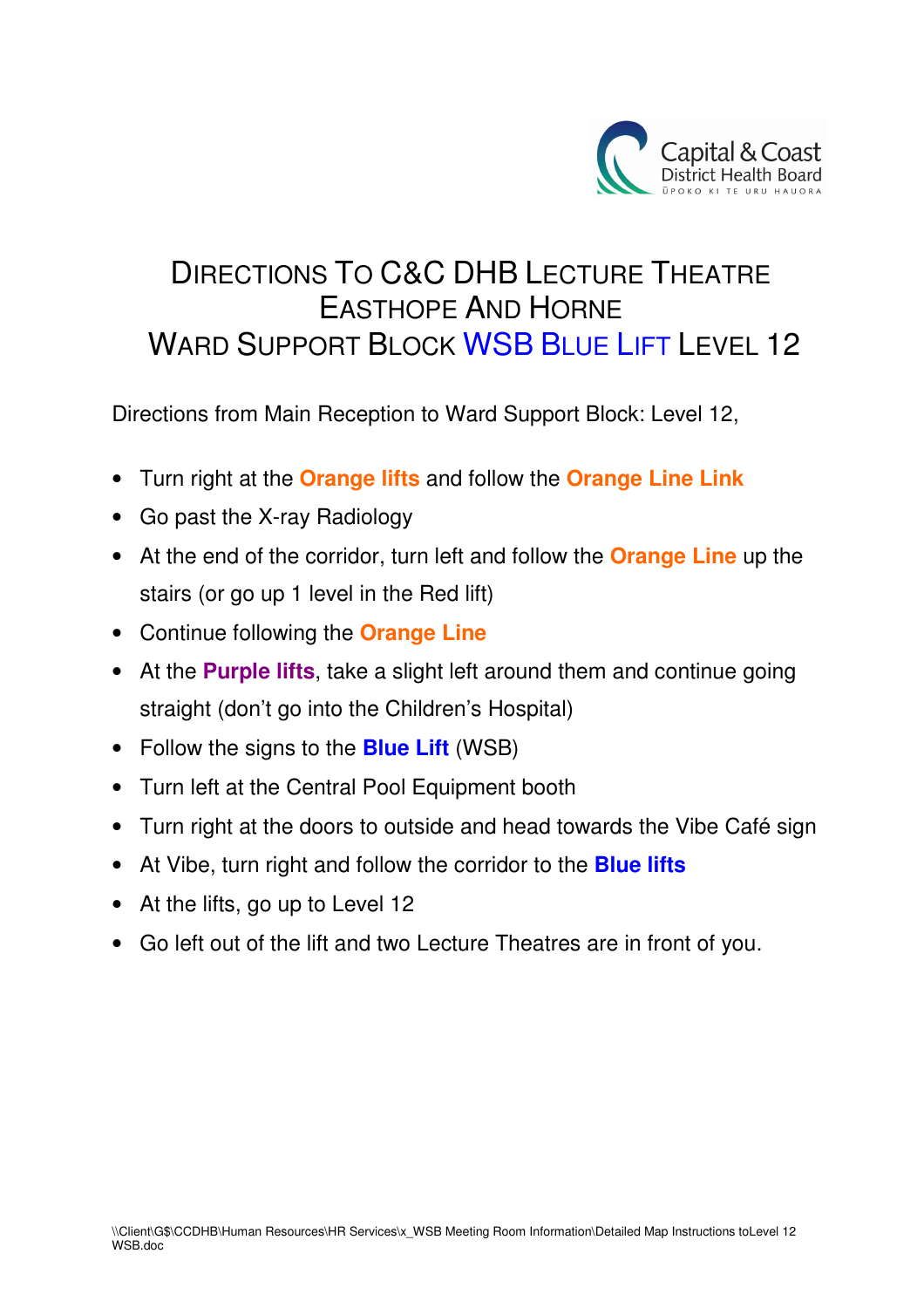Capital & Coast
District Health Board
ŪPOKO KI TE URU HAUORA

# DIRECTIONS TO C&C DHB LECTURE THEATRE EASTHOPE AND HORNE WARD SUPPORT BLOCK WSB BLUE LIFT LEVEL 12

Directions from Main Reception to Ward Support Block: Level 12,

- Turn right at the **Orange lifts** and follow the **Orange Line Link**
- Go past the X-ray Radiology
- At the end of the corridor, turn left and follow the **Orange Line** up the stairs (or go up 1 level in the Red lift)
- Continue following the **Orange Line**
- At the **Purple lifts**, take a slight left around them and continue going straight (don't go into the Children's Hospital)
- Follow the signs to the **Blue Lift** (WSB)
- Turn left at the Central Pool Equipment booth
- Turn right at the doors to outside and head towards the Vibe Café sign
- At Vibe, turn right and follow the corridor to the **Blue lifts**
- At the lifts, go up to Level 12
- Go left out of the lift and two Lecture Theatres are in front of you.

\\Client\G$\CCDHB\Human Resources\HR Services\x_WSB Meeting Room Information\Detailed Map Instructions toLevel 12 WSB.doc